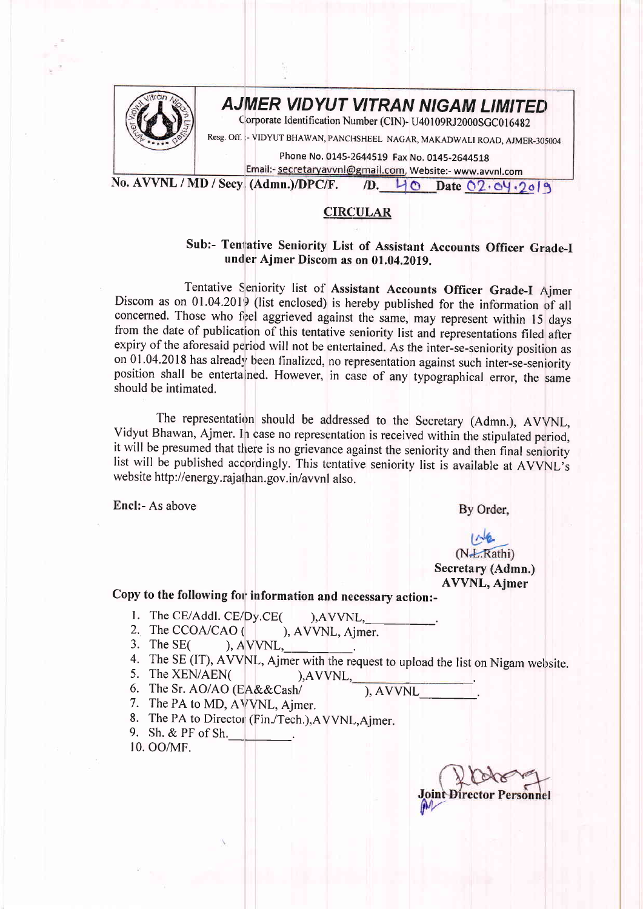# AJMER VIDYUT VITRAN NIGAM LIMITED

Corporate Identification Number (CIN)- U40109RJ2000SGC016482

Resg. Off. :- VIDYUT BHAWAN, PANCHSHEEL NAGAR, MAKADWALI ROAD, AJMER-305004

Phone No. 0145-2644519 Fax No. 0145-2644518

Email:- secretaryavvnl@gmail.com, Website:- www.avvnl.com

No. AVVNL / MD / Secy. (Admn.)/DPC/F. /D. 40 Date 02.04.2019

## CIRCULAR

**Sub:- Tentative Seniority List of Assistant Accounts Officer Grade-I under Ajmer Discom as on 01.04.2019.**

Tentative Seniority list of **Assistant Accounts Officer Grade-I** Ajmer Discom as on 01.04.2019 (list enclosed) is hereby published for the information of all concerned. Those who feel aggrieved against the same, may represent within 15 days from the date of publication of this tentative seniority list and representations filed after expiry of the aforesaid period will not be entertained. As the inter-se-seniority position as on 01.04.2018 has already been finalized, no representation against such inter-se-seniority position shall be entertained. However, in case of any typographical error, the same should be intimated.

The representation should be addressed to the Secretary (Admn.), AVVNL, Vidyut Bhawan, Ajmer. In case no representation is received within the stipulated period, it will be presumed that there is no grievance against the seniority and then final seniority list will be published accordingly. This tentative seniority list is available at AVVNL's website http://energy.rajasthan.gov.in/avvnl also.

**Encl:-** As above

By Order,

(N.L.Rathi)
**Secretary (Admn.)**
**AVVNL, Ajmer**

**Copy to the following for information and necessary action:-**

1. The CE/Addl. CE/Dy.CE( ),AVVNL,\_\_\_\_\_\_\_\_\_\_.
2. The CCOA/CAO ( ), AVVNL, Ajmer.
3. The SE( ), AVVNL,\_\_\_\_\_\_\_\_\_\_.
4. The SE (IT), AVVNL, Ajmer with the request to upload the list on Nigam website.
5. The XEN/AEN( ),AVVNL,\_\_\_\_\_\_\_\_\_\_.
6. The Sr. AO/AO (EA&&Cash/ ), AVVNL\_\_\_\_\_\_\_\_\_\_.
7. The PA to MD, AVVNL, Ajmer.
8. The PA to Director (Fin./Tech.),AVVNL,Ajmer.
9. Sh. & PF of Sh.\_\_\_\_\_\_\_\_\_\_.
10. OO/MF.

**Joint Director Personnel**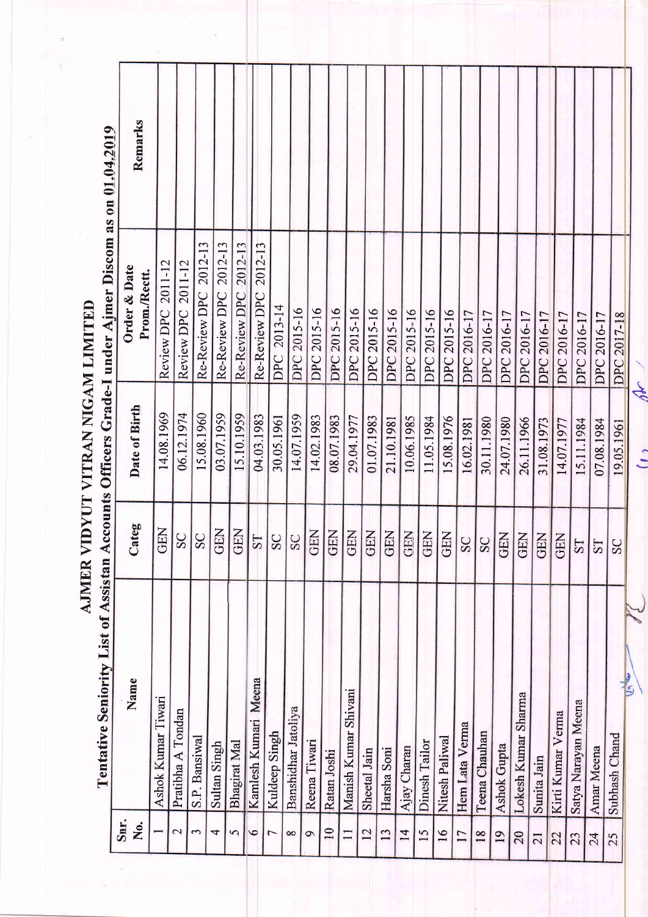# AJMER VIDYUT VITRAN NIGAM LIMITED

## Tentative Seniority List of Assistan Accounts Officers Grade-I under Ajmer Discom as on 01.04.2019

| Snr. No. | Name | Categ | Date of Birth | Order & Date Prom./Rectt. | Remarks |
|---|---|---|---|---|---|
| 1 | Ashok Kumar Tiwari | GEN | 14.08.1969 | Review DPC 2011-12 | |
| 2 | Pratibha A Tondan | SC | 06.12.1974 | Review DPC 2011-12 | |
| 3 | S.P. Bansiwal | SC | 15.08.1960 | Re-Review DPC 2012-13 | |
| 4 | Sultan Singh | GEN | 03.07.1959 | Re-Review DPC 2012-13 | |
| 5 | Bhagirat Mal | GEN | 15.10.1959 | Re-Review DPC 2012-13 | |
| 6 | Kamlesh Kumari Meena | ST | 04.03.1983 | Re-Review DPC 2012-13 | |
| 7 | Kuldeep Singh | SC | 30.05.1961 | DPC 2013-14 | |
| 8 | Banshidhar Jatoliya | SC | 14.07.1959 | DPC 2015-16 | |
| 9 | Reena Tiwari | GEN | 14.02.1983 | DPC 2015-16 | |
| 10 | Ratan Joshi | GEN | 08.07.1983 | DPC 2015-16 | |
| 11 | Manish Kumar Shivani | GEN | 29.04.1977 | DPC 2015-16 | |
| 12 | Sheetal Jain | GEN | 01.07.1983 | DPC 2015-16 | |
| 13 | Harsha Soni | GEN | 21.10.1981 | DPC 2015-16 | |
| 14 | Ajay Charan | GEN | 10.06.1985 | DPC 2015-16 | |
| 15 | Dinesh Tailor | GEN | 11.05.1984 | DPC 2015-16 | |
| 16 | Nitesh Paliwal | GEN | 15.08.1976 | DPC 2015-16 | |
| 17 | Hem Lata Verma | SC | 16.02.1981 | DPC 2016-17 | |
| 18 | Teena Chauhan | SC | 30.11.1980 | DPC 2016-17 | |
| 19 | Ashok Gupta | GEN | 24.07.1980 | DPC 2016-17 | |
| 20 | Lokesh Kumar Sharma | GEN | 26.11.1966 | DPC 2016-17 | |
| 21 | Sunita Jain | GEN | 31.08.1973 | DPC 2016-17 | |
| 22 | Kirti Kumar Verma | GEN | 14.07.1977 | DPC 2016-17 | |
| 23 | Satya Narayan Meena | ST | 15.11.1984 | DPC 2016-17 | |
| 24 | Amar Meena | ST | 07.08.1984 | DPC 2016-17 | |
| 25 | Subhash Chand | SC | 19.05.1961 | DPC 2017-18 | |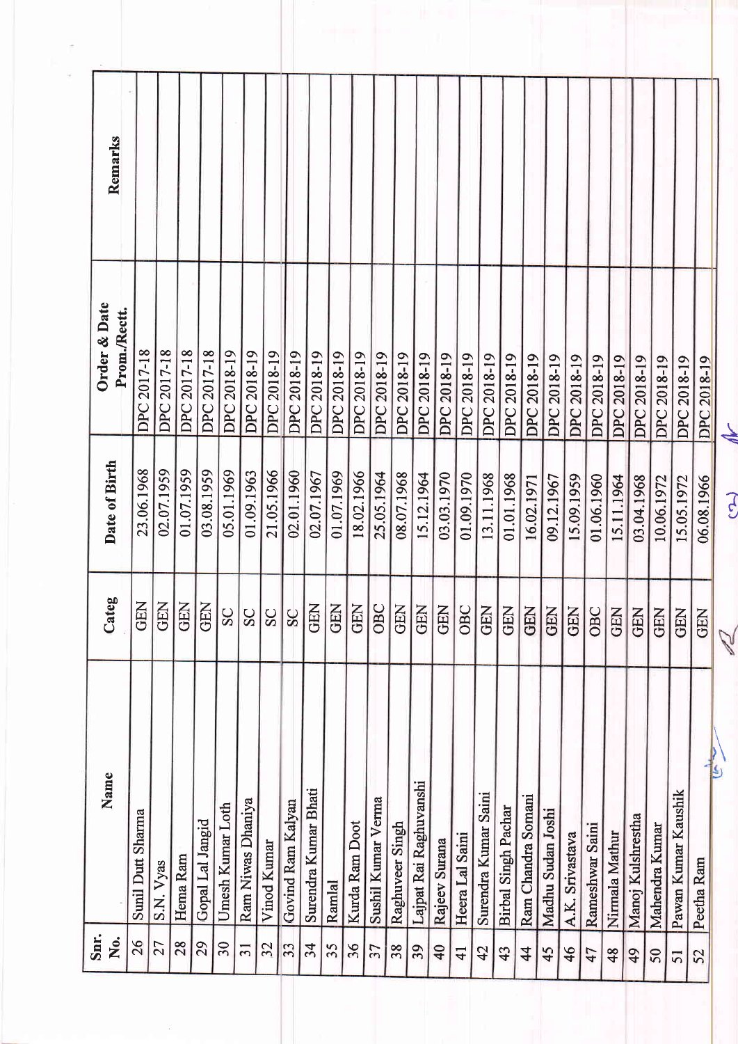| Snr. No. | Name | Categ | Date of Birth | Order & Date Prom./Rectt. | Remarks |
|---|---|---|---|---|---|
| 26 | Sunil Dutt Sharma | GEN | 23.06.1968 | DPC 2017-18 | |
| 27 | S.N. Vyas | GEN | 02.07.1959 | DPC 2017-18 | |
| 28 | Hema Ram | GEN | 01.07.1959 | DPC 2017-18 | |
| 29 | Gopal Lal Jangid | GEN | 03.08.1959 | DPC 2017-18 | |
| 30 | Umesh Kumar Loth | SC | 05.01.1969 | DPC 2018-19 | |
| 31 | Ram Niwas Dhaniya | SC | 01.09.1963 | DPC 2018-19 | |
| 32 | Vinod Kumar | SC | 21.05.1966 | DPC 2018-19 | |
| 33 | Govind Ram Kalyan | SC | 02.01.1960 | DPC 2018-19 | |
| 34 | Surendra Kumar Bhati | GEN | 02.07.1967 | DPC 2018-19 | |
| 35 | Ramlal | GEN | 01.07.1969 | DPC 2018-19 | |
| 36 | Kurda Ram Doot | GEN | 18.02.1966 | DPC 2018-19 | |
| 37 | Sushil Kumar Verma | OBC | 25.05.1964 | DPC 2018-19 | |
| 38 | Raghuveer Singh | GEN | 08.07.1968 | DPC 2018-19 | |
| 39 | Lajpat Rai Raghuvanshi | GEN | 15.12.1964 | DPC 2018-19 | |
| 40 | Rajeev Surana | GEN | 03.03.1970 | DPC 2018-19 | |
| 41 | Heera Lal Saini | OBC | 01.09.1970 | DPC 2018-19 | |
| 42 | Surendra Kumar Saini | GEN | 13.11.1968 | DPC 2018-19 | |
| 43 | Birbal Singh Pachar | GEN | 01.01.1968 | DPC 2018-19 | |
| 44 | Ram Chandra Somani | GEN | 16.02.1971 | DPC 2018-19 | |
| 45 | Madhu Sudan Joshi | GEN | 09.12.1967 | DPC 2018-19 | |
| 46 | A.K. Srivastava | GEN | 15.09.1959 | DPC 2018-19 | |
| 47 | Rameshwar Saini | OBC | 01.06.1960 | DPC 2018-19 | |
| 48 | Nirmala Mathur | GEN | 15.11.1964 | DPC 2018-19 | |
| 49 | Manoj Kulshrestha | GEN | 03.04.1968 | DPC 2018-19 | |
| 50 | Mahendra Kumar | GEN | 10.06.1972 | DPC 2018-19 | |
| 51 | Pawan Kumar Kaushik | GEN | 15.05.1972 | DPC 2018-19 | |
| 52 | Peetha Ram | GEN | 06.08.1966 | DPC 2018-19 | |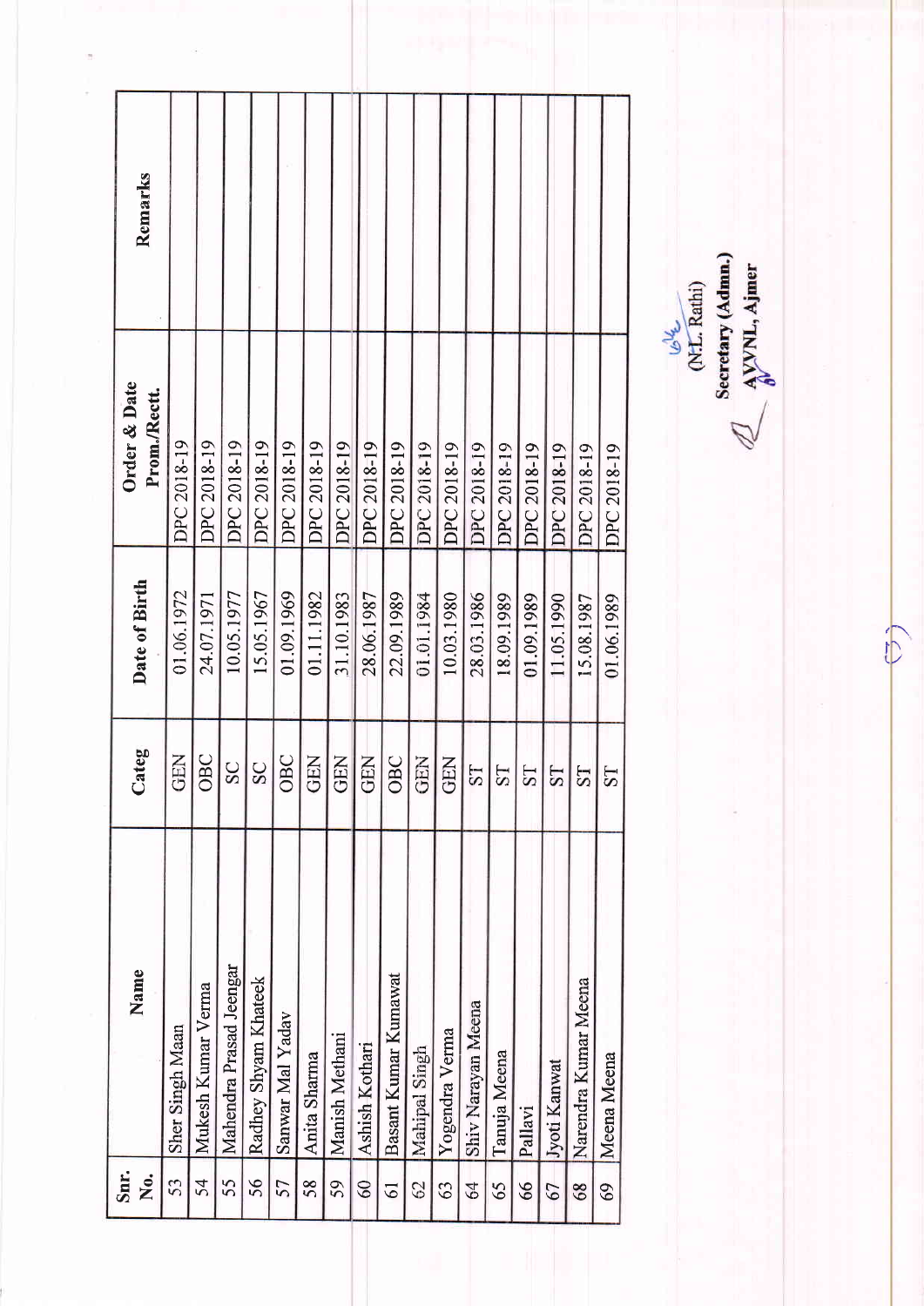| Snr. No. | Name | Categ | Date of Birth | Order & Date Prom./Rectt. | Remarks |
|---|---|---|---|---|---|
| 53 | Sher Singh Maan | GEN | 01.06.1972 | DPC 2018-19 | |
| 54 | Mukesh Kumar Verma | OBC | 24.07.1971 | DPC 2018-19 | |
| 55 | Mahendra Prasad Jeengar | SC | 10.05.1977 | DPC 2018-19 | |
| 56 | Radhey Shyam Khateek | SC | 15.05.1967 | DPC 2018-19 | |
| 57 | Sanwar Mal Yadav | OBC | 01.09.1969 | DPC 2018-19 | |
| 58 | Anita Sharma | GEN | 01.11.1982 | DPC 2018-19 | |
| 59 | Manish Methani | GEN | 31.10.1983 | DPC 2018-19 | |
| 60 | Ashish Kothari | GEN | 28.06.1987 | DPC 2018-19 | |
| 61 | Basant Kumar Kumawat | OBC | 22.09.1989 | DPC 2018-19 | |
| 62 | Mahipal Singh | GEN | 01.01.1984 | DPC 2018-19 | |
| 63 | Yogendra Verma | GEN | 10.03.1980 | DPC 2018-19 | |
| 64 | Shiv Narayan Meena | ST | 28.03.1986 | DPC 2018-19 | |
| 65 | Tanuja Meena | ST | 18.09.1989 | DPC 2018-19 | |
| 66 | Pallavi | ST | 01.09.1989 | DPC 2018-19 | |
| 67 | Jyoti Kanwat | ST | 11.05.1990 | DPC 2018-19 | |
| 68 | Narendra Kumar Meena | ST | 15.08.1987 | DPC 2018-19 | |
| 69 | Meena Meena | ST | 01.06.1989 | DPC 2018-19 | |

(N.L. Rathi)
**Secretary (Admn.)**
**AVVNL, Ajmer**